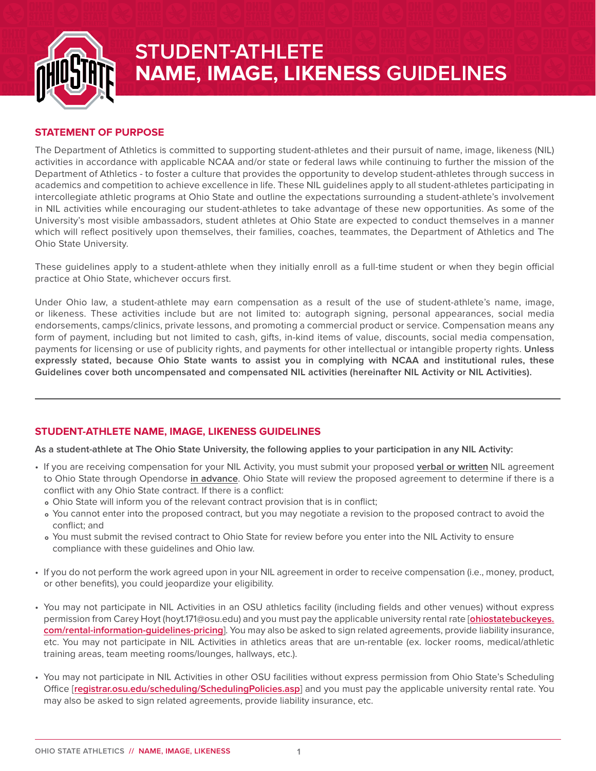# STUDENT-ATHLETE NAME, IMAGE, LIKENESS GUIDELINES

## STATEMENT OF PURPOSE

The Department of Athletics is committed to supporting student-athletes and their pursuit of name, image, likeness (NIL) activities in accordance with applicable NCAA and/or state or federal laws while continuing to further the mission of the Department of Athletics - to foster a culture that provides the opportunity to develop student-athletes through success in academics and competition to achieve excellence in life. These NIL guidelines apply to all student-athletes participating in intercollegiate athletic programs at Ohio State and outline the expectations surrounding a student-athlete's involvement in NIL activities while encouraging our student-athletes to take advantage of these new opportunities. As some of the University's most visible ambassadors, student athletes at Ohio State are expected to conduct themselves in a manner which will reflect positively upon themselves, their families, coaches, teammates, the Department of Athletics and The Ohio State University.

These guidelines apply to a student-athlete when they initially enroll as a full-time student or when they begin official practice at Ohio State, whichever occurs first.

Under Ohio law, a student-athlete may earn compensation as a result of the use of student-athlete's name, image, or likeness. These activities include but are not limited to: autograph signing, personal appearances, social media endorsements, camps/clinics, private lessons, and promoting a commercial product or service. Compensation means any form of payment, including but not limited to cash, gifts, in-kind items of value, discounts, social media compensation, payments for licensing or use of publicity rights, and payments for other intellectual or intangible property rights. **Unless expressly stated, because Ohio State wants to assist you in complying with NCAA and institutional rules, these Guidelines cover both uncompensated and compensated NIL activities (hereinafter NIL Activity or NIL Activities).**

---

## STUDENT-ATHLETE NAME, IMAGE, LIKENESS GUIDELINES

**As a student-athlete at The Ohio State University, the following applies to your participation in any NIL Activity:**

- If you are receiving compensation for your NIL Activity, you must submit your proposed **verbal or written** NIL agreement to Ohio State through Opendorse **in advance**. Ohio State will review the proposed agreement to determine if there is a conflict with any Ohio State contract. If there is a conflict:
  - Ohio State will inform you of the relevant contract provision that is in conflict;
  - You cannot enter into the proposed contract, but you may negotiate a revision to the proposed contract to avoid the conflict; and
  - You must submit the revised contract to Ohio State for review before you enter into the NIL Activity to ensure compliance with these guidelines and Ohio law.
- If you do not perform the work agreed upon in your NIL agreement in order to receive compensation (i.e., money, product, or other benefits), you could jeopardize your eligibility.
- You may not participate in NIL Activities in an OSU athletics facility (including fields and other venues) without express permission from Carey Hoyt (hoyt.171@osu.edu) and you must pay the applicable university rental rate [**ohiostatebuckeyes.com/rental-information-guidelines-pricing**]. You may also be asked to sign related agreements, provide liability insurance, etc. You may not participate in NIL Activities in athletics areas that are un-rentable (ex. locker rooms, medical/athletic training areas, team meeting rooms/lounges, hallways, etc.).
- You may not participate in NIL Activities in other OSU facilities without express permission from Ohio State's Scheduling Office [**registrar.osu.edu/scheduling/SchedulingPolicies.asp**] and you must pay the applicable university rental rate. You may also be asked to sign related agreements, provide liability insurance, etc.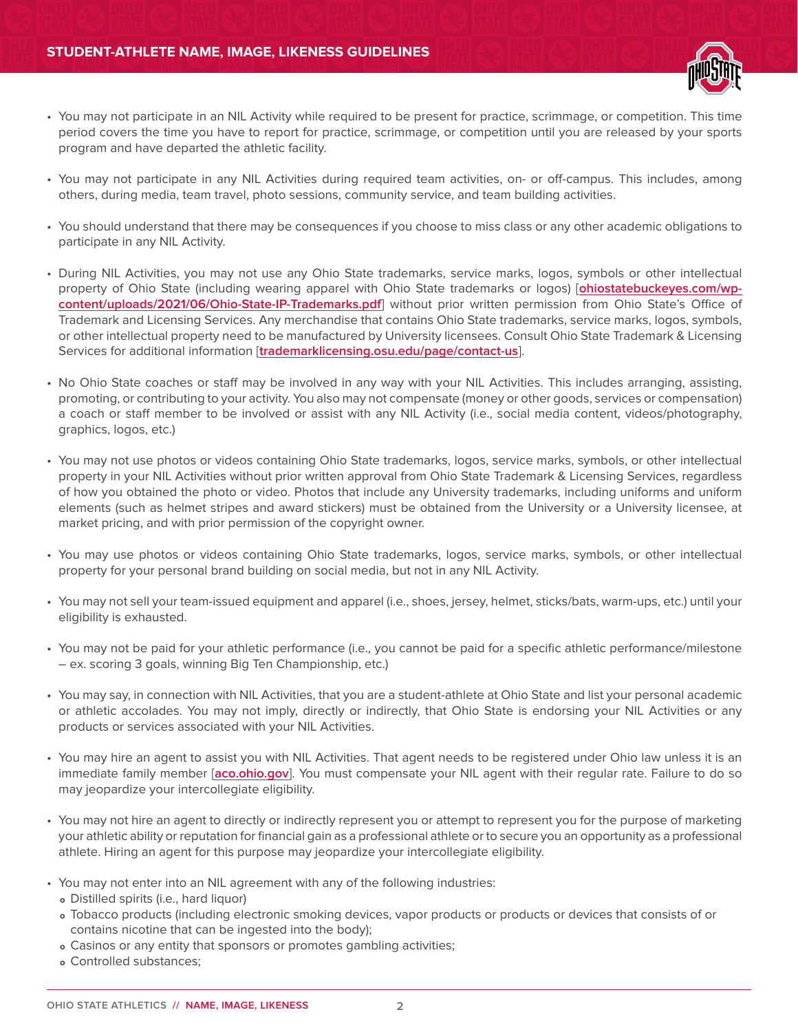- You may not participate in an NIL Activity while required to be present for practice, scrimmage, or competition. This time period covers the time you have to report for practice, scrimmage, or competition until you are released by your sports program and have departed the athletic facility.

- You may not participate in any NIL Activities during required team activities, on- or off-campus. This includes, among others, during media, team travel, photo sessions, community service, and team building activities.

- You should understand that there may be consequences if you choose to miss class or any other academic obligations to participate in any NIL Activity.

- During NIL Activities, you may not use any Ohio State trademarks, service marks, logos, symbols or other intellectual property of Ohio State (including wearing apparel with Ohio State trademarks or logos) [**ohiostatebuckeyes.com/wp-content/uploads/2021/06/Ohio-State-IP-Trademarks.pdf**] without prior written permission from Ohio State's Office of Trademark and Licensing Services. Any merchandise that contains Ohio State trademarks, service marks, logos, symbols, or other intellectual property need to be manufactured by University licensees. Consult Ohio State Trademark & Licensing Services for additional information [**trademarklicensing.osu.edu/page/contact-us**].

- No Ohio State coaches or staff may be involved in any way with your NIL Activities. This includes arranging, assisting, promoting, or contributing to your activity. You also may not compensate (money or other goods, services or compensation) a coach or staff member to be involved or assist with any NIL Activity (i.e., social media content, videos/photography, graphics, logos, etc.)

- You may not use photos or videos containing Ohio State trademarks, logos, service marks, symbols, or other intellectual property in your NIL Activities without prior written approval from Ohio State Trademark & Licensing Services, regardless of how you obtained the photo or video. Photos that include any University trademarks, including uniforms and uniform elements (such as helmet stripes and award stickers) must be obtained from the University or a University licensee, at market pricing, and with prior permission of the copyright owner.

- You may use photos or videos containing Ohio State trademarks, logos, service marks, symbols, or other intellectual property for your personal brand building on social media, but not in any NIL Activity.

- You may not sell your team-issued equipment and apparel (i.e., shoes, jersey, helmet, sticks/bats, warm-ups, etc.) until your eligibility is exhausted.

- You may not be paid for your athletic performance (i.e., you cannot be paid for a specific athletic performance/milestone – ex. scoring 3 goals, winning Big Ten Championship, etc.)

- You may say, in connection with NIL Activities, that you are a student-athlete at Ohio State and list your personal academic or athletic accolades. You may not imply, directly or indirectly, that Ohio State is endorsing your NIL Activities or any products or services associated with your NIL Activities.

- You may hire an agent to assist you with NIL Activities. That agent needs to be registered under Ohio law unless it is an immediate family member [**aco.ohio.gov**]. You must compensate your NIL agent with their regular rate. Failure to do so may jeopardize your intercollegiate eligibility.

- You may not hire an agent to directly or indirectly represent you or attempt to represent you for the purpose of marketing your athletic ability or reputation for financial gain as a professional athlete or to secure you an opportunity as a professional athlete. Hiring an agent for this purpose may jeopardize your intercollegiate eligibility.

- You may not enter into an NIL agreement with any of the following industries:
  - Distilled spirits (i.e., hard liquor)
  - Tobacco products (including electronic smoking devices, vapor products or products or devices that consists of or contains nicotine that can be ingested into the body);
  - Casinos or any entity that sponsors or promotes gambling activities;
  - Controlled substances;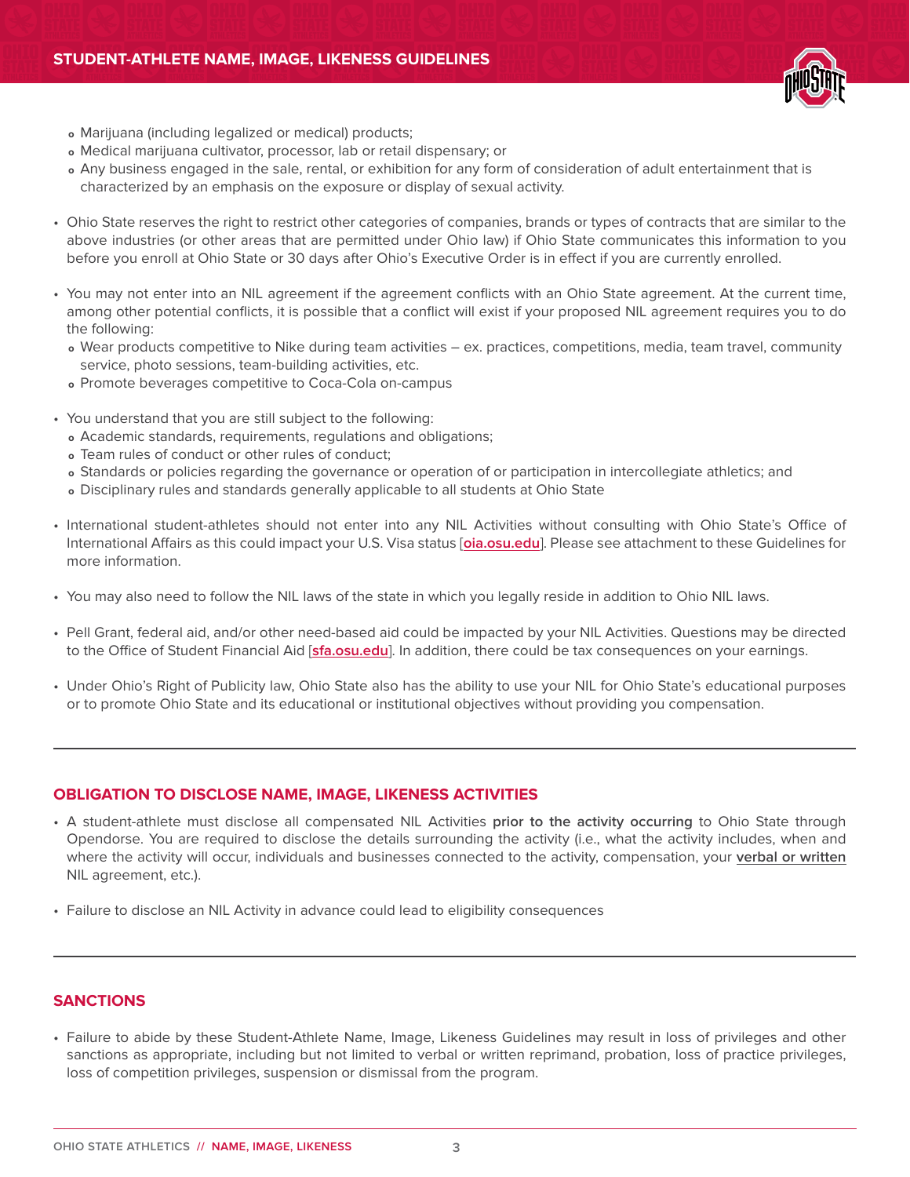- Marijuana (including legalized or medical) products;
  - Medical marijuana cultivator, processor, lab or retail dispensary; or
  - Any business engaged in the sale, rental, or exhibition for any form of consideration of adult entertainment that is characterized by an emphasis on the exposure or display of sexual activity.

- Ohio State reserves the right to restrict other categories of companies, brands or types of contracts that are similar to the above industries (or other areas that are permitted under Ohio law) if Ohio State communicates this information to you before you enroll at Ohio State or 30 days after Ohio's Executive Order is in effect if you are currently enrolled.

- You may not enter into an NIL agreement if the agreement conflicts with an Ohio State agreement. At the current time, among other potential conflicts, it is possible that a conflict will exist if your proposed NIL agreement requires you to do the following:
  - Wear products competitive to Nike during team activities – ex. practices, competitions, media, team travel, community service, photo sessions, team-building activities, etc.
  - Promote beverages competitive to Coca-Cola on-campus

- You understand that you are still subject to the following:
  - Academic standards, requirements, regulations and obligations;
  - Team rules of conduct or other rules of conduct;
  - Standards or policies regarding the governance or operation of or participation in intercollegiate athletics; and
  - Disciplinary rules and standards generally applicable to all students at Ohio State

- International student-athletes should not enter into any NIL Activities without consulting with Ohio State's Office of International Affairs as this could impact your U.S. Visa status [oia.osu.edu]. Please see attachment to these Guidelines for more information.

- You may also need to follow the NIL laws of the state in which you legally reside in addition to Ohio NIL laws.

- Pell Grant, federal aid, and/or other need-based aid could be impacted by your NIL Activities. Questions may be directed to the Office of Student Financial Aid [sfa.osu.edu]. In addition, there could be tax consequences on your earnings.

- Under Ohio's Right of Publicity law, Ohio State also has the ability to use your NIL for Ohio State's educational purposes or to promote Ohio State and its educational or institutional objectives without providing you compensation.

---

## OBLIGATION TO DISCLOSE NAME, IMAGE, LIKENESS ACTIVITIES

- A student-athlete must disclose all compensated NIL Activities **prior to the activity occurring** to Ohio State through Opendorse. You are required to disclose the details surrounding the activity (i.e., what the activity includes, when and where the activity will occur, individuals and businesses connected to the activity, compensation, your **verbal or written** NIL agreement, etc.).

- Failure to disclose an NIL Activity in advance could lead to eligibility consequences

---

## SANCTIONS

- Failure to abide by these Student-Athlete Name, Image, Likeness Guidelines may result in loss of privileges and other sanctions as appropriate, including but not limited to verbal or written reprimand, probation, loss of practice privileges, loss of competition privileges, suspension or dismissal from the program.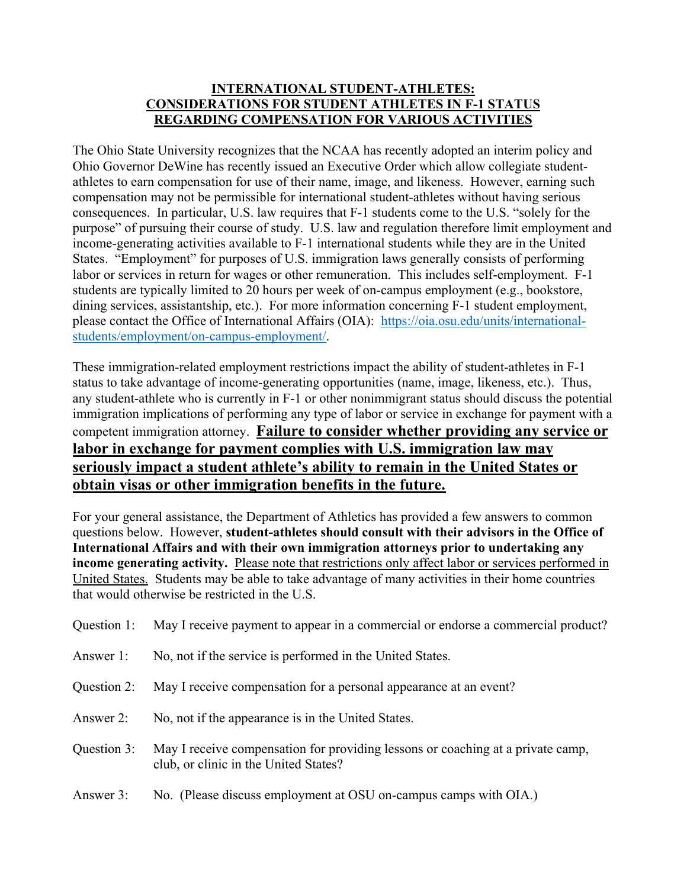**INTERNATIONAL STUDENT-ATHLETES:**
**CONSIDERATIONS FOR STUDENT ATHLETES IN F-1 STATUS**
**REGARDING COMPENSATION FOR VARIOUS ACTIVITIES**

The Ohio State University recognizes that the NCAA has recently adopted an interim policy and Ohio Governor DeWine has recently issued an Executive Order which allow collegiate student-athletes to earn compensation for use of their name, image, and likeness. However, earning such compensation may not be permissible for international student-athletes without having serious consequences. In particular, U.S. law requires that F-1 students come to the U.S. "solely for the purpose" of pursuing their course of study. U.S. law and regulation therefore limit employment and income-generating activities available to F-1 international students while they are in the United States. "Employment" for purposes of U.S. immigration laws generally consists of performing labor or services in return for wages or other remuneration. This includes self-employment. F-1 students are typically limited to 20 hours per week of on-campus employment (e.g., bookstore, dining services, assistantship, etc.). For more information concerning F-1 student employment, please contact the Office of International Affairs (OIA): [https://oia.osu.edu/units/international-students/employment/on-campus-employment/](https://oia.osu.edu/units/international-students/employment/on-campus-employment/).

These immigration-related employment restrictions impact the ability of student-athletes in F-1 status to take advantage of income-generating opportunities (name, image, likeness, etc.). Thus, any student-athlete who is currently in F-1 or other nonimmigrant status should discuss the potential immigration implications of performing any type of labor or service in exchange for payment with a competent immigration attorney. **Failure to consider whether providing any service or labor in exchange for payment complies with U.S. immigration law may seriously impact a student athlete's ability to remain in the United States or obtain visas or other immigration benefits in the future.**

For your general assistance, the Department of Athletics has provided a few answers to common questions below. However, **student-athletes should consult with their advisors in the Office of International Affairs and with their own immigration attorneys prior to undertaking any income generating activity.** Please note that restrictions only affect labor or services performed in United States. Students may be able to take advantage of many activities in their home countries that would otherwise be restricted in the U.S.

Question 1: May I receive payment to appear in a commercial or endorse a commercial product?

Answer 1: No, not if the service is performed in the United States.

Question 2: May I receive compensation for a personal appearance at an event?

Answer 2: No, not if the appearance is in the United States.

Question 3: May I receive compensation for providing lessons or coaching at a private camp, club, or clinic in the United States?

Answer 3: No. (Please discuss employment at OSU on-campus camps with OIA.)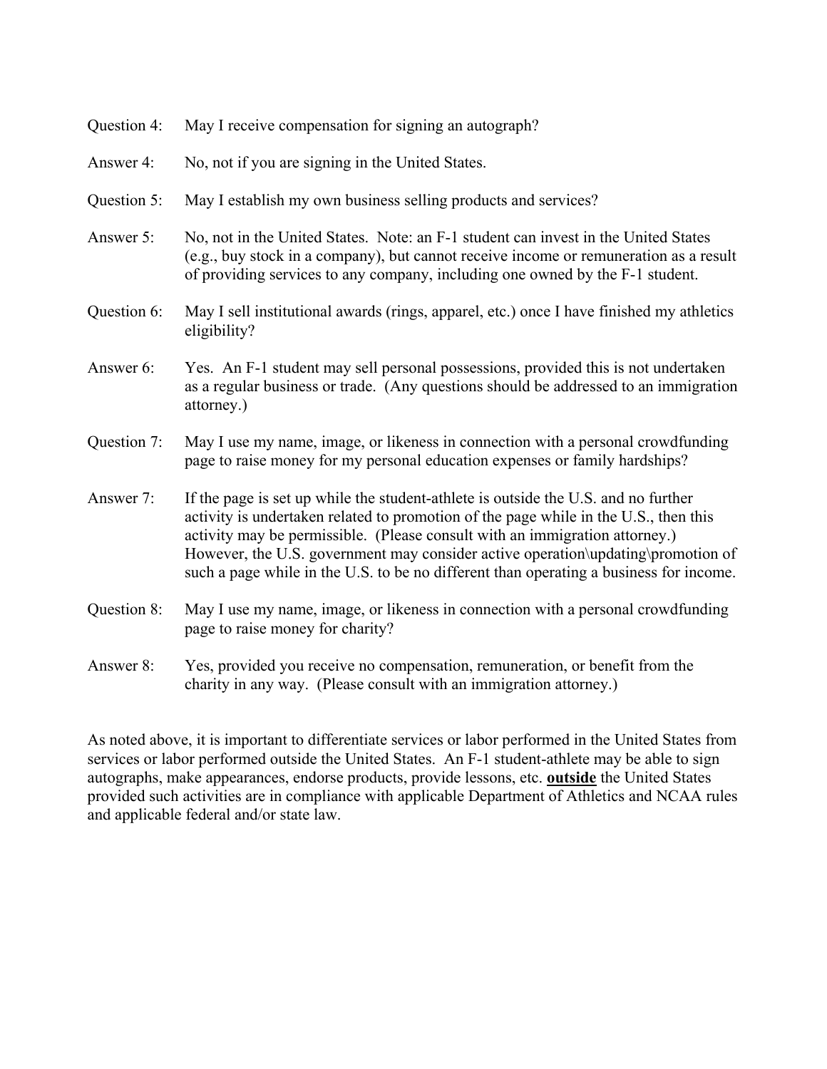Question 4: May I receive compensation for signing an autograph?

Answer 4: No, not if you are signing in the United States.

Question 5: May I establish my own business selling products and services?

Answer 5: No, not in the United States. Note: an F-1 student can invest in the United States (e.g., buy stock in a company), but cannot receive income or remuneration as a result of providing services to any company, including one owned by the F-1 student.

Question 6: May I sell institutional awards (rings, apparel, etc.) once I have finished my athletics eligibility?

Answer 6: Yes. An F-1 student may sell personal possessions, provided this is not undertaken as a regular business or trade. (Any questions should be addressed to an immigration attorney.)

Question 7: May I use my name, image, or likeness in connection with a personal crowdfunding page to raise money for my personal education expenses or family hardships?

Answer 7: If the page is set up while the student-athlete is outside the U.S. and no further activity is undertaken related to promotion of the page while in the U.S., then this activity may be permissible. (Please consult with an immigration attorney.) However, the U.S. government may consider active operation\updating\promotion of such a page while in the U.S. to be no different than operating a business for income.

Question 8: May I use my name, image, or likeness in connection with a personal crowdfunding page to raise money for charity?

Answer 8: Yes, provided you receive no compensation, remuneration, or benefit from the charity in any way. (Please consult with an immigration attorney.)

As noted above, it is important to differentiate services or labor performed in the United States from services or labor performed outside the United States. An F-1 student-athlete may be able to sign autographs, make appearances, endorse products, provide lessons, etc. **outside** the United States provided such activities are in compliance with applicable Department of Athletics and NCAA rules and applicable federal and/or state law.